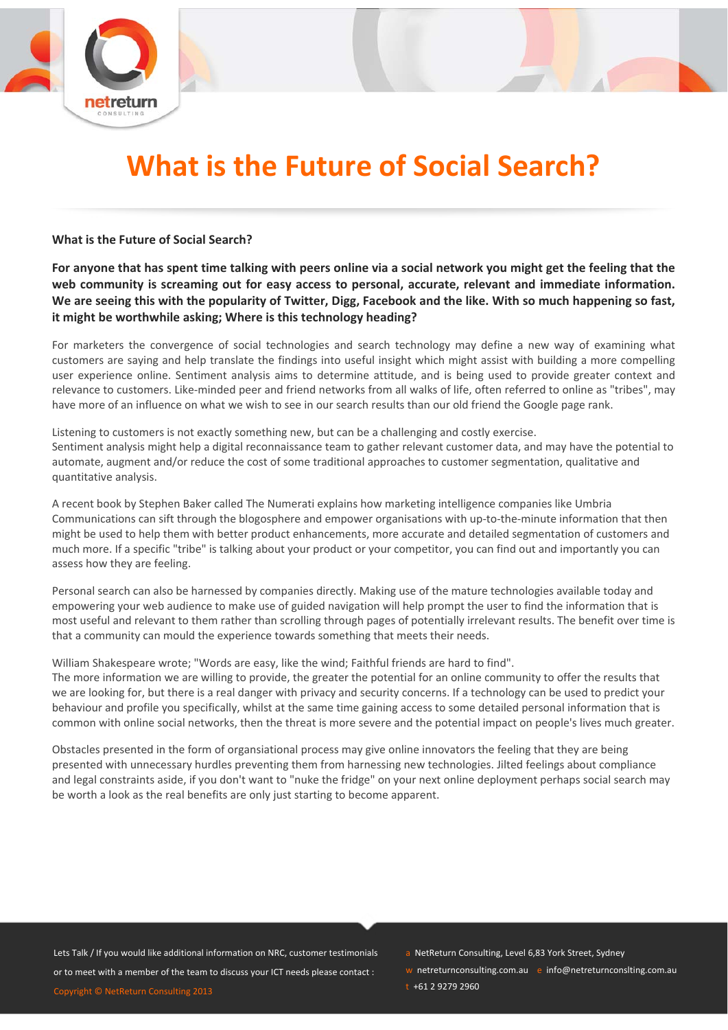# What is the Future of Social Search?

**What is the Future of Social Search?**

**For anyone that has spent time talking with peers online via a social network you might get the feeling that the web community is screaming out for easy access to personal, accurate, relevant and immediate information. We are seeing this with the popularity of Twitter, Digg, Facebook and the like. With so much happening so fast, it might be worthwhile asking; Where is this technology heading?**

For marketers the convergence of social technologies and search technology may define a new way of examining what customers are saying and help translate the findings into useful insight which might assist with building a more compelling user experience online. Sentiment analysis aims to determine attitude, and is being used to provide greater context and relevance to customers. Like-minded peer and friend networks from all walks of life, often referred to online as "tribes", may have more of an influence on what we wish to see in our search results than our old friend the Google page rank.

Listening to customers is not exactly something new, but can be a challenging and costly exercise.
Sentiment analysis might help a digital reconnaissance team to gather relevant customer data, and may have the potential to automate, augment and/or reduce the cost of some traditional approaches to customer segmentation, qualitative and quantitative analysis.

A recent book by Stephen Baker called The Numerati explains how marketing intelligence companies like Umbria Communications can sift through the blogosphere and empower organisations with up-to-the-minute information that then might be used to help them with better product enhancements, more accurate and detailed segmentation of customers and much more. If a specific "tribe" is talking about your product or your competitor, you can find out and importantly you can assess how they are feeling.

Personal search can also be harnessed by companies directly. Making use of the mature technologies available today and empowering your web audience to make use of guided navigation will help prompt the user to find the information that is most useful and relevant to them rather than scrolling through pages of potentially irrelevant results. The benefit over time is that a community can mould the experience towards something that meets their needs.

William Shakespeare wrote; "Words are easy, like the wind; Faithful friends are hard to find".
The more information we are willing to provide, the greater the potential for an online community to offer the results that we are looking for, but there is a real danger with privacy and security concerns. If a technology can be used to predict your behaviour and profile you specifically, whilst at the same time gaining access to some detailed personal information that is common with online social networks, then the threat is more severe and the potential impact on people's lives much greater.

Obstacles presented in the form of organsiational process may give online innovators the feeling that they are being presented with unnecessary hurdles preventing them from harnessing new technologies. Jilted feelings about compliance and legal constraints aside, if you don't want to "nuke the fridge" on your next online deployment perhaps social search may be worth a look as the real benefits are only just starting to become apparent.

Lets Talk / If you would like additional information on NRC, customer testimonials or to meet with a member of the team to discuss your ICT needs please contact :

Copyright © NetReturn Consulting 2013

a NetReturn Consulting, Level 6,83 York Street, Sydney
w netreturnconsulting.com.au e info@netreturnconslting.com.au
t +61 2 9279 2960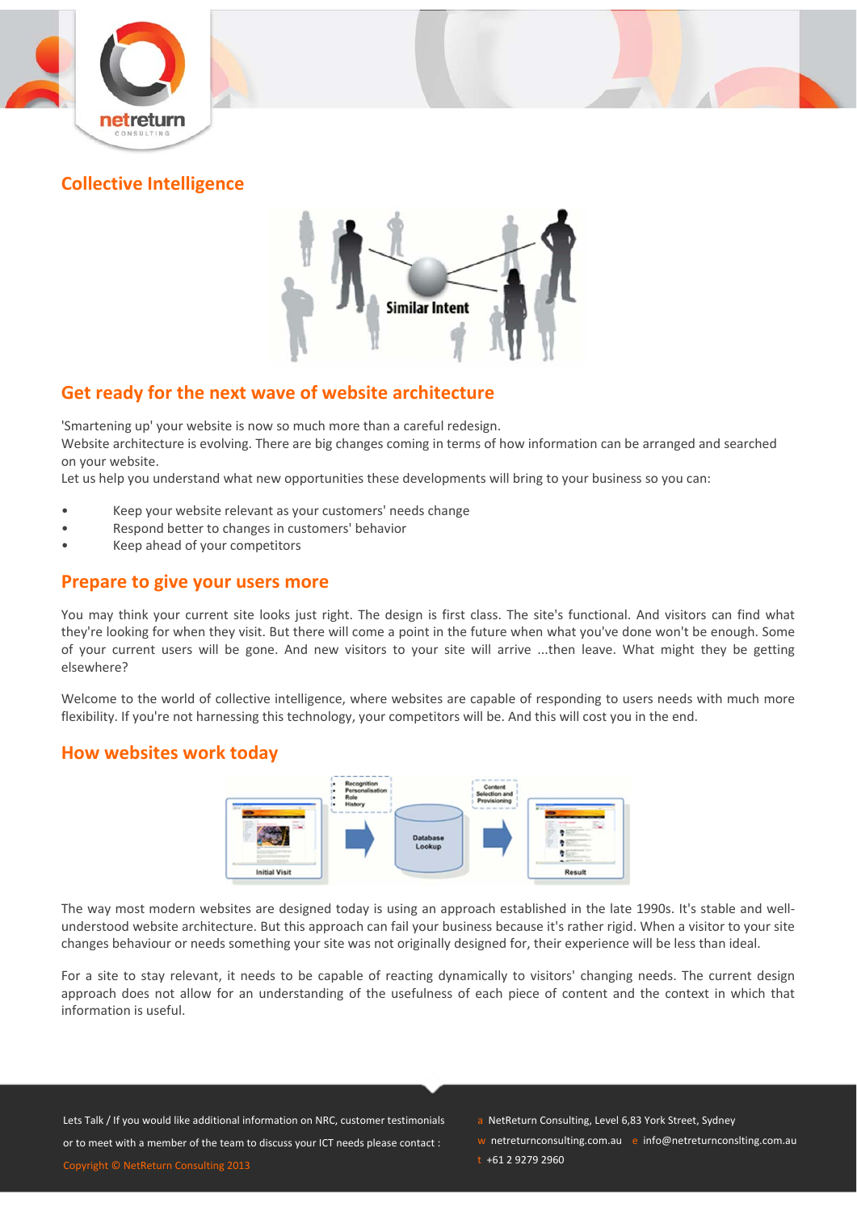## Collective Intelligence

## Get ready for the next wave of website architecture

'Smartening up' your website is now so much more than a careful redesign.
Website architecture is evolving. There are big changes coming in terms of how information can be arranged and searched on your website.
Let us help you understand what new opportunities these developments will bring to your business so you can:

- Keep your website relevant as your customers' needs change
- Respond better to changes in customers' behavior
- Keep ahead of your competitors

## Prepare to give your users more

You may think your current site looks just right. The design is first class. The site's functional. And visitors can find what they're looking for when they visit. But there will come a point in the future when what you've done won't be enough. Some of your current users will be gone. And new visitors to your site will arrive ...then leave. What might they be getting elsewhere?

Welcome to the world of collective intelligence, where websites are capable of responding to users needs with much more flexibility. If you're not harnessing this technology, your competitors will be. And this will cost you in the end.

## How websites work today

The way most modern websites are designed today is using an approach established in the late 1990s. It's stable and well-understood website architecture. But this approach can fail your business because it's rather rigid. When a visitor to your site changes behaviour or needs something your site was not originally designed for, their experience will be less than ideal.

For a site to stay relevant, it needs to be capable of reacting dynamically to visitors' changing needs. The current design approach does not allow for an understanding of the usefulness of each piece of content and the context in which that information is useful.

Lets Talk / If you would like additional information on NRC, customer testimonials or to meet with a member of the team to discuss your ICT needs please contact :

Copyright © NetReturn Consulting 2013

a NetReturn Consulting, Level 6,83 York Street, Sydney
w netreturnconsulting.com.au e info@netreturnconslting.com.au
t +61 2 9279 2960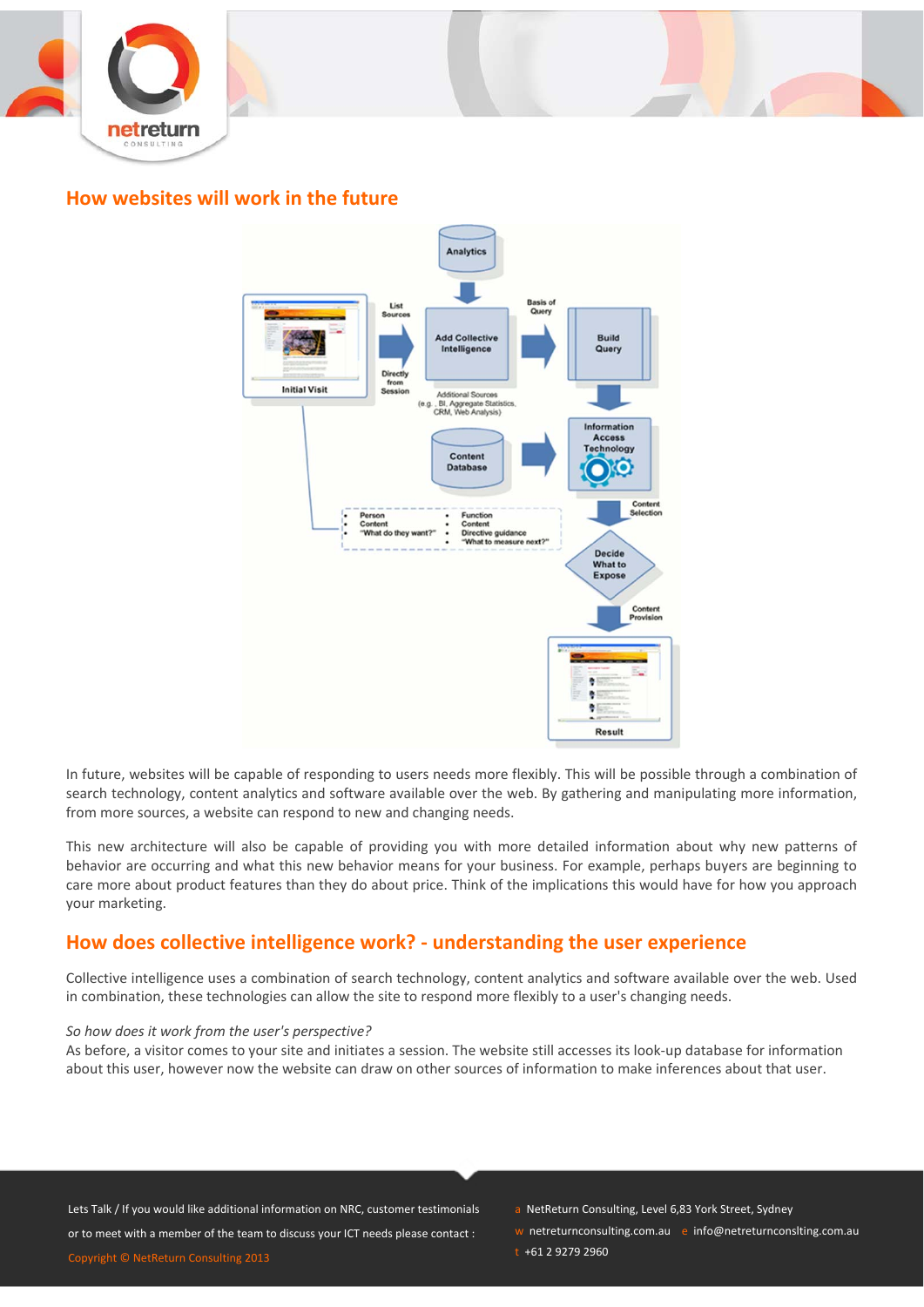## How websites will work in the future

In future, websites will be capable of responding to users needs more flexibly. This will be possible through a combination of search technology, content analytics and software available over the web. By gathering and manipulating more information, from more sources, a website can respond to new and changing needs.

This new architecture will also be capable of providing you with more detailed information about why new patterns of behavior are occurring and what this new behavior means for your business. For example, perhaps buyers are beginning to care more about product features than they do about price. Think of the implications this would have for how you approach your marketing.

## How does collective intelligence work? - understanding the user experience

Collective intelligence uses a combination of search technology, content analytics and software available over the web. Used in combination, these technologies can allow the site to respond more flexibly to a user's changing needs.

*So how does it work from the user's perspective?*

As before, a visitor comes to your site and initiates a session. The website still accesses its look-up database for information about this user, however now the website can draw on other sources of information to make inferences about that user.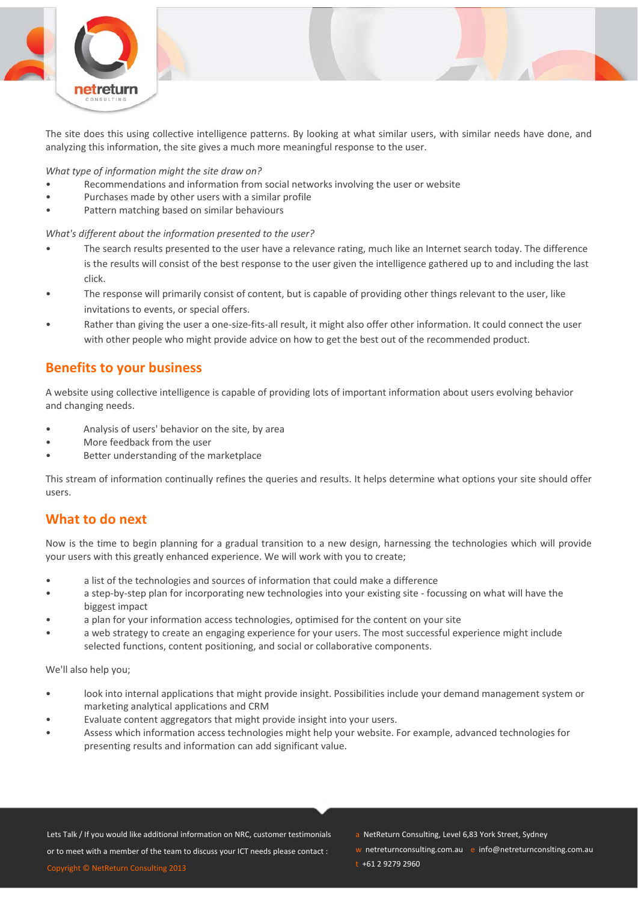The site does this using collective intelligence patterns. By looking at what similar users, with similar needs have done, and analyzing this information, the site gives a much more meaningful response to the user.

*What type of information might the site draw on?*

- Recommendations and information from social networks involving the user or website
- Purchases made by other users with a similar profile
- Pattern matching based on similar behaviours

*What's different about the information presented to the user?*

- The search results presented to the user have a relevance rating, much like an Internet search today. The difference is the results will consist of the best response to the user given the intelligence gathered up to and including the last click.
- The response will primarily consist of content, but is capable of providing other things relevant to the user, like invitations to events, or special offers.
- Rather than giving the user a one-size-fits-all result, it might also offer other information. It could connect the user with other people who might provide advice on how to get the best out of the recommended product.

## Benefits to your business

A website using collective intelligence is capable of providing lots of important information about users evolving behavior and changing needs.

- Analysis of users' behavior on the site, by area
- More feedback from the user
- Better understanding of the marketplace

This stream of information continually refines the queries and results. It helps determine what options your site should offer users.

## What to do next

Now is the time to begin planning for a gradual transition to a new design, harnessing the technologies which will provide your users with this greatly enhanced experience. We will work with you to create;

- a list of the technologies and sources of information that could make a difference
- a step-by-step plan for incorporating new technologies into your existing site - focussing on what will have the biggest impact
- a plan for your information access technologies, optimised for the content on your site
- a web strategy to create an engaging experience for your users. The most successful experience might include selected functions, content positioning, and social or collaborative components.

We'll also help you;

- look into internal applications that might provide insight. Possibilities include your demand management system or marketing analytical applications and CRM
- Evaluate content aggregators that might provide insight into your users.
- Assess which information access technologies might help your website. For example, advanced technologies for presenting results and information can add significant value.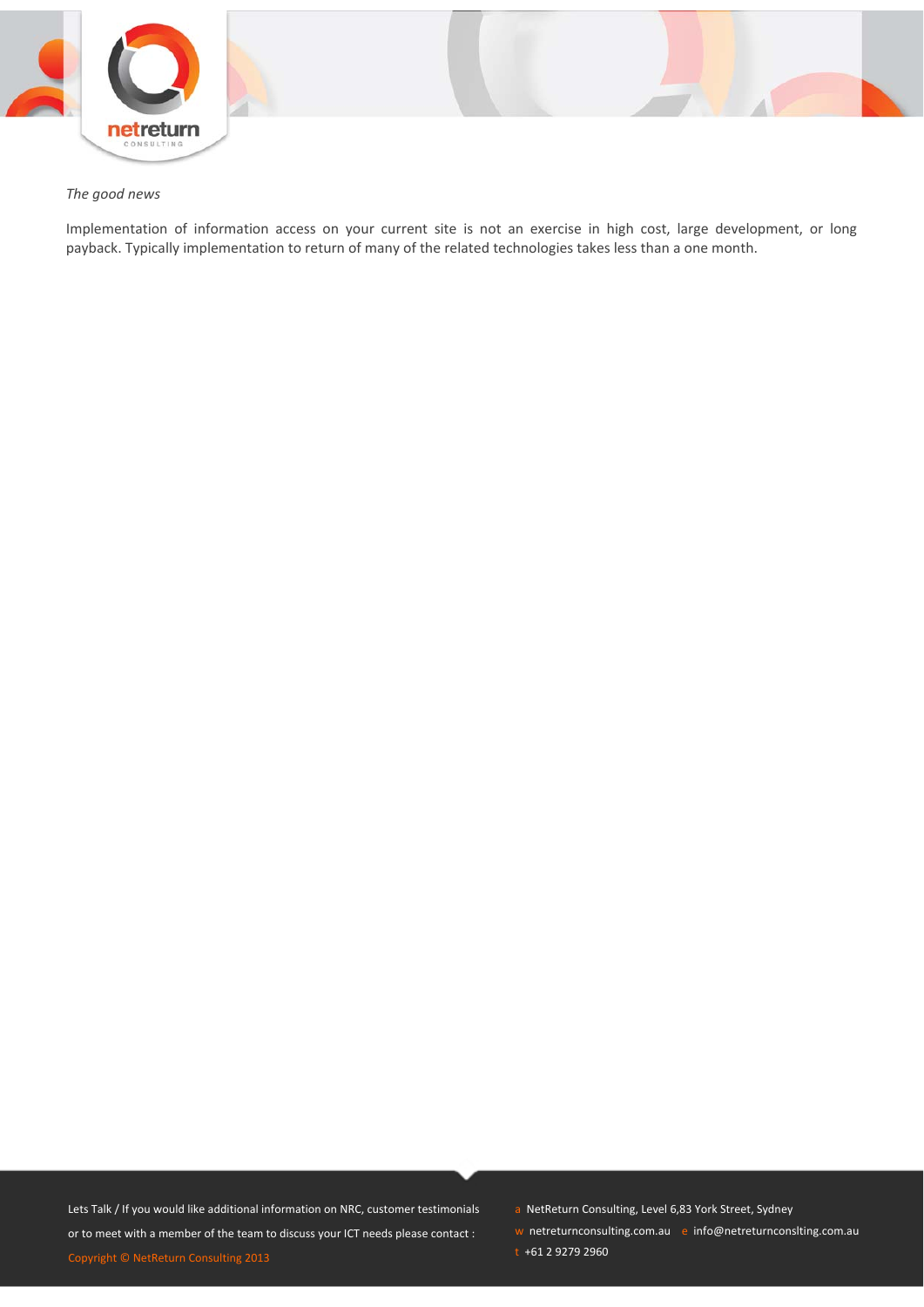*The good news*

Implementation of information access on your current site is not an exercise in high cost, large development, or long payback. Typically implementation to return of many of the related technologies takes less than a one month.